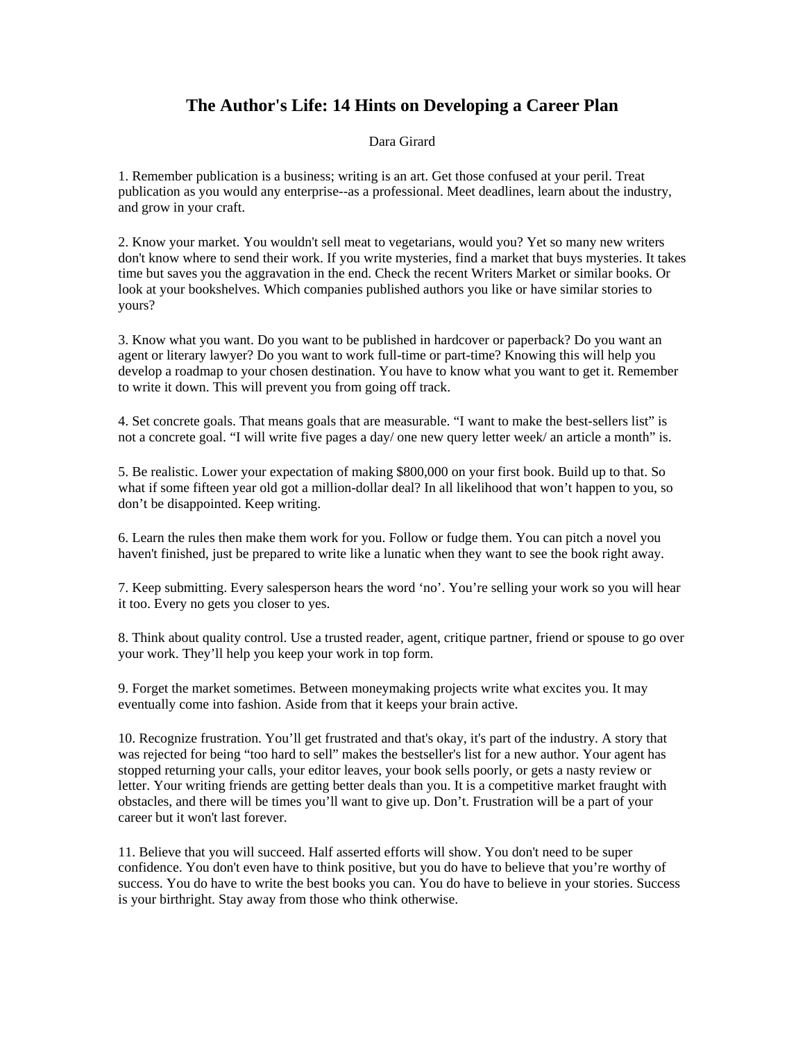# The Author's Life: 14 Hints on Developing a Career Plan

Dara Girard

1. Remember publication is a business; writing is an art. Get those confused at your peril. Treat publication as you would any enterprise--as a professional. Meet deadlines, learn about the industry, and grow in your craft.

2. Know your market. You wouldn't sell meat to vegetarians, would you? Yet so many new writers don't know where to send their work. If you write mysteries, find a market that buys mysteries. It takes time but saves you the aggravation in the end. Check the recent Writers Market or similar books. Or look at your bookshelves. Which companies published authors you like or have similar stories to yours?

3. Know what you want. Do you want to be published in hardcover or paperback? Do you want an agent or literary lawyer? Do you want to work full-time or part-time? Knowing this will help you develop a roadmap to your chosen destination. You have to know what you want to get it. Remember to write it down. This will prevent you from going off track.

4. Set concrete goals. That means goals that are measurable. “I want to make the best-sellers list” is not a concrete goal. “I will write five pages a day/ one new query letter week/ an article a month” is.

5. Be realistic. Lower your expectation of making $800,000 on your first book. Build up to that. So what if some fifteen year old got a million-dollar deal? In all likelihood that won’t happen to you, so don’t be disappointed. Keep writing.

6. Learn the rules then make them work for you. Follow or fudge them. You can pitch a novel you haven't finished, just be prepared to write like a lunatic when they want to see the book right away.

7. Keep submitting. Every salesperson hears the word ‘no’. You’re selling your work so you will hear it too. Every no gets you closer to yes.

8. Think about quality control. Use a trusted reader, agent, critique partner, friend or spouse to go over your work. They’ll help you keep your work in top form.

9. Forget the market sometimes. Between moneymaking projects write what excites you. It may eventually come into fashion. Aside from that it keeps your brain active.

10. Recognize frustration. You’ll get frustrated and that's okay, it's part of the industry. A story that was rejected for being “too hard to sell” makes the bestseller's list for a new author. Your agent has stopped returning your calls, your editor leaves, your book sells poorly, or gets a nasty review or letter. Your writing friends are getting better deals than you. It is a competitive market fraught with obstacles, and there will be times you’ll want to give up. Don’t. Frustration will be a part of your career but it won't last forever.

11. Believe that you will succeed. Half asserted efforts will show. You don't need to be super confidence. You don't even have to think positive, but you do have to believe that you’re worthy of success. You do have to write the best books you can. You do have to believe in your stories. Success is your birthright. Stay away from those who think otherwise.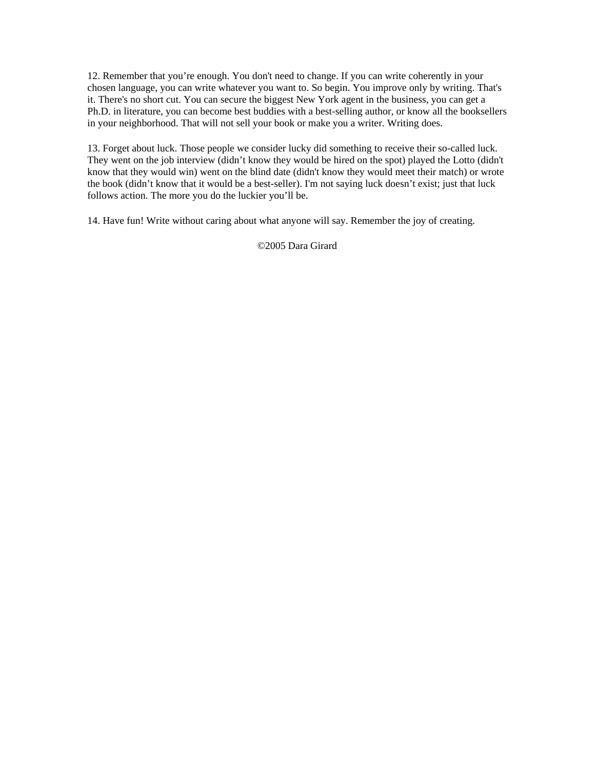12. Remember that you’re enough. You don't need to change. If you can write coherently in your chosen language, you can write whatever you want to. So begin. You improve only by writing. That's it. There's no short cut. You can secure the biggest New York agent in the business, you can get a Ph.D. in literature, you can become best buddies with a best-selling author, or know all the booksellers in your neighborhood. That will not sell your book or make you a writer. Writing does.

13. Forget about luck. Those people we consider lucky did something to receive their so-called luck. They went on the job interview (didn’t know they would be hired on the spot) played the Lotto (didn't know that they would win) went on the blind date (didn't know they would meet their match) or wrote the book (didn’t know that it would be a best-seller). I'm not saying luck doesn’t exist; just that luck follows action. The more you do the luckier you’ll be.

14. Have fun! Write without caring about what anyone will say. Remember the joy of creating.

©2005 Dara Girard